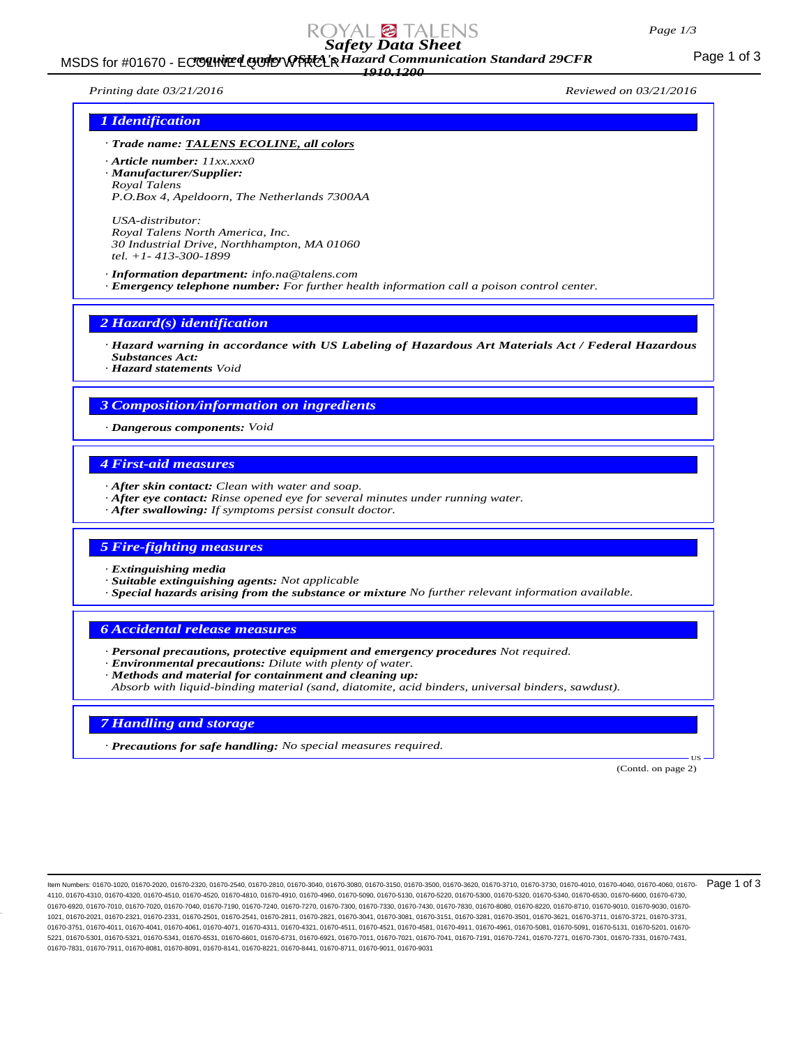# Safety Data Sheet

*required under OSHA's Hazard Communication Standard 29CFR 1910.1200*

*Printing date 03/21/2016* *Reviewed on 03/21/2016*

## 1 Identification

· **Trade name:** **TALENS ECOLINE, all colors**

· **Article number:** 11xx.xxx0

· **Manufacturer/Supplier:**
Royal Talens
P.O.Box 4, Apeldoorn, The Netherlands 7300AA

USA-distributor:
Royal Talens North America, Inc.
30 Industrial Drive, Northhampton, MA 01060
tel. +1- 413-300-1899

· **Information department:** info.na@talens.com

· **Emergency telephone number:** For further health information call a poison control center.

## 2 Hazard(s) identification

· **Hazard warning in accordance with US Labeling of Hazardous Art Materials Act / Federal Hazardous Substances Act:**

· **Hazard statements** Void

## 3 Composition/information on ingredients

· **Dangerous components:** Void

## 4 First-aid measures

· **After skin contact:** Clean with water and soap.

· **After eye contact:** Rinse opened eye for several minutes under running water.

· **After swallowing:** If symptoms persist consult doctor.

## 5 Fire-fighting measures

· **Extinguishing media**

· **Suitable extinguishing agents:** Not applicable

· **Special hazards arising from the substance or mixture** No further relevant information available.

## 6 Accidental release measures

· **Personal precautions, protective equipment and emergency procedures** Not required.

· **Environmental precautions:** Dilute with plenty of water.

· **Methods and material for containment and cleaning up:**
Absorb with liquid-binding material (sand, diatomite, acid binders, universal binders, sawdust).

## 7 Handling and storage

· **Precautions for safe handling:** No special measures required.

(Contd. on page 2)

Item Numbers: 01670-1020, 01670-2020, 01670-2320, 01670-2540, 01670-2810, 01670-3040, 01670-3080, 01670-3150, 01670-3500, 01670-3620, 01670-3710, 01670-3730, 01670-4010, 01670-4040, 01670-4060, 01670-4110, 01670-4310, 01670-4320, 01670-4510, 01670-4520, 01670-4810, 01670-4910, 01670-4960, 01670-5090, 01670-5130, 01670-5220, 01670-5300, 01670-5320, 01670-5340, 01670-6530, 01670-6600, 01670-6730, 01670-6920, 01670-7010, 01670-7020, 01670-7040, 01670-7190, 01670-7240, 01670-7270, 01670-7300, 01670-7330, 01670-7430, 01670-7830, 01670-8080, 01670-8220, 01670-8710, 01670-9010, 01670-9030, 01670-1021, 01670-2021, 01670-2321, 01670-2331, 01670-2501, 01670-2541, 01670-2811, 01670-2821, 01670-3041, 01670-3081, 01670-3151, 01670-3281, 01670-3501, 01670-3621, 01670-3711, 01670-3721, 01670-3731, 01670-3751, 01670-4011, 01670-4041, 01670-4061, 01670-4071, 01670-4311, 01670-4321, 01670-4511, 01670-4521, 01670-4581, 01670-4911, 01670-4961, 01670-5081, 01670-5091, 01670-5131, 01670-5201, 01670-5221, 01670-5301, 01670-5321, 01670-5341, 01670-6531, 01670-6601, 01670-6731, 01670-6921, 01670-7011, 01670-7021, 01670-7041, 01670-7191, 01670-7241, 01670-7271, 01670-7301, 01670-7331, 01670-7431, 01670-7831, 01670-7911, 01670-8081, 01670-8091, 01670-8141, 01670-8221, 01670-8441, 01670-8711, 01670-9011, 01670-9031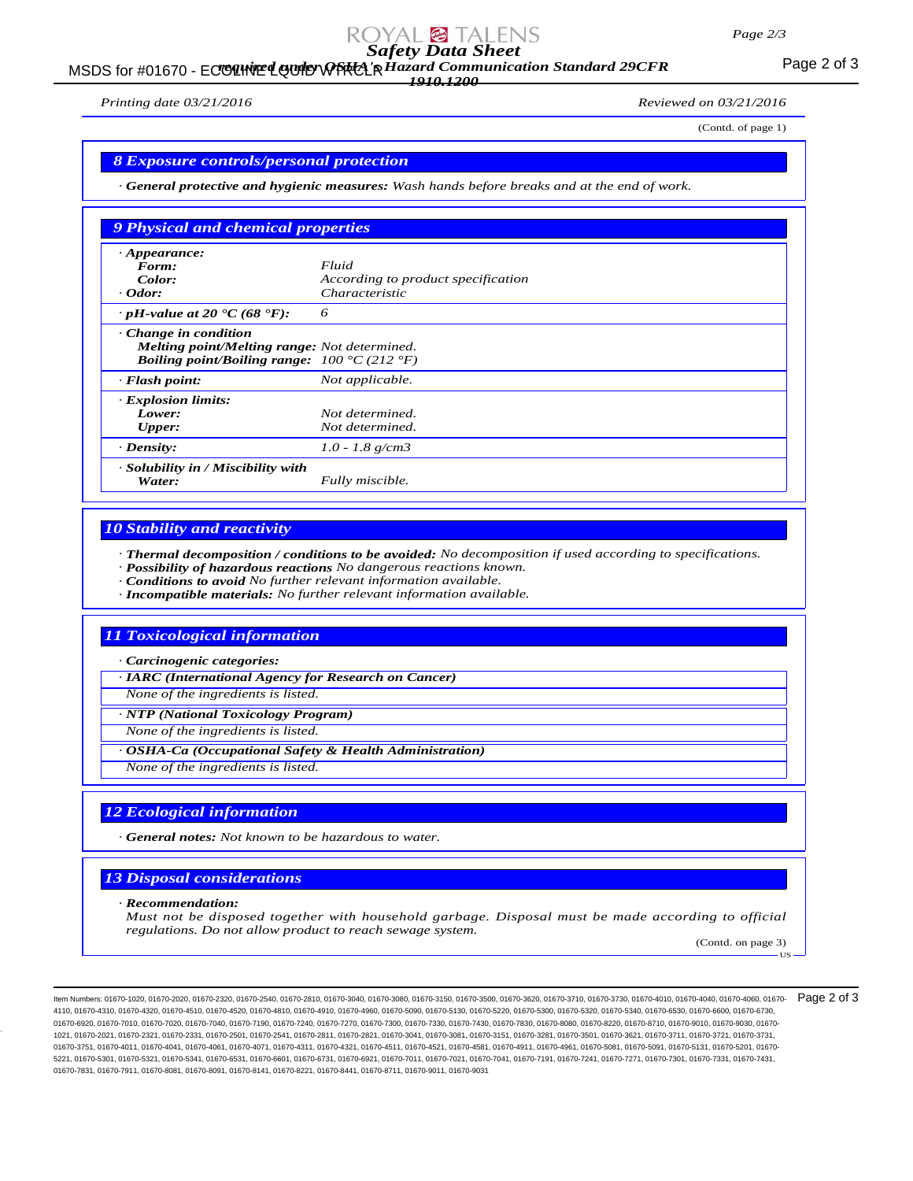(Contd. of page 1)

## 8 Exposure controls/personal protection

· ***General protective and hygienic measures:*** *Wash hands before breaks and at the end of work.*

## 9 Physical and chemical properties

| | |
|---|---|
| · ***Appearance:*** | |
| ***Form:*** | *Fluid* |
| ***Color:*** | *According to product specification* |
| · ***Odor:*** | *Characteristic* |
| · ***pH-value at 20 °C (68 °F):*** | *6* |
| · ***Change in condition*** | |
| ***Melting point/Melting range:*** | *Not determined.* |
| ***Boiling point/Boiling range:*** | *100 °C (212 °F)* |
| · ***Flash point:*** | *Not applicable.* |
| · ***Explosion limits:*** | |
| ***Lower:*** | *Not determined.* |
| ***Upper:*** | *Not determined.* |
| · ***Density:*** | *1.0 - 1.8 g/cm3* |
| · ***Solubility in / Miscibility with Water:*** | *Fully miscible.* |

## 10 Stability and reactivity

· ***Thermal decomposition / conditions to be avoided:*** *No decomposition if used according to specifications.*
· ***Possibility of hazardous reactions*** *No dangerous reactions known.*
· ***Conditions to avoid*** *No further relevant information available.*
· ***Incompatible materials:*** *No further relevant information available.*

## 11 Toxicological information

· ***Carcinogenic categories:***

· ***IARC (International Agency for Research on Cancer)***
*None of the ingredients is listed.*

· ***NTP (National Toxicology Program)***
*None of the ingredients is listed.*

· ***OSHA-Ca (Occupational Safety & Health Administration)***
*None of the ingredients is listed.*

## 12 Ecological information

· ***General notes:*** *Not known to be hazardous to water.*

## 13 Disposal considerations

· ***Recommendation:***
*Must not be disposed together with household garbage. Disposal must be made according to official regulations. Do not allow product to reach sewage system.*

(Contd. on page 3)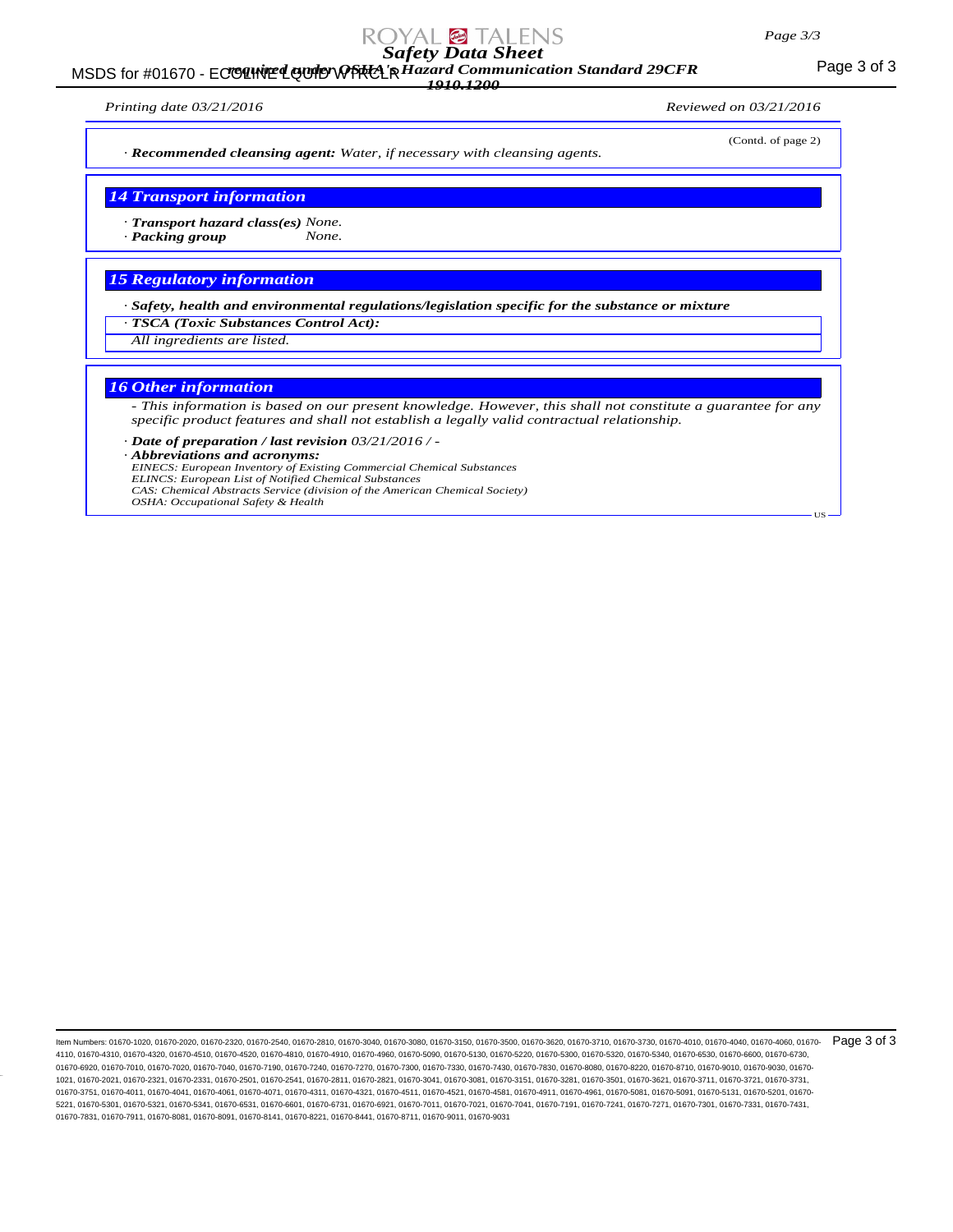(Contd. of page 2)

· **Recommended cleansing agent:** *Water, if necessary with cleansing agents.*

## 14 Transport information

· **Transport hazard class(es)** *None.*
· **Packing group** *None.*

## 15 Regulatory information

· **Safety, health and environmental regulations/legislation specific for the substance or mixture**
· **TSCA (Toxic Substances Control Act):**
*All ingredients are listed.*

## 16 Other information

*- This information is based on our present knowledge. However, this shall not constitute a guarantee for any specific product features and shall not establish a legally valid contractual relationship.*

· **Date of preparation / last revision** *03/21/2016 / -*
· **Abbreviations and acronyms:**
*EINECS: European Inventory of Existing Commercial Chemical Substances*
*ELINCS: European List of Notified Chemical Substances*
*CAS: Chemical Abstracts Service (division of the American Chemical Society)*
*OSHA: Occupational Safety & Health*

US

Item Numbers: 01670-1020, 01670-2020, 01670-2320, 01670-2540, 01670-2810, 01670-3040, 01670-3080, 01670-3150, 01670-3500, 01670-3620, 01670-3710, 01670-3730, 01670-4010, 01670-4040, 01670-4060, 01670-4110, 01670-4310, 01670-4320, 01670-4510, 01670-4520, 01670-4810, 01670-4910, 01670-4960, 01670-5090, 01670-5130, 01670-5220, 01670-5300, 01670-5320, 01670-5340, 01670-6530, 01670-6600, 01670-6730, 01670-6920, 01670-7010, 01670-7020, 01670-7040, 01670-7190, 01670-7240, 01670-7270, 01670-7300, 01670-7330, 01670-7430, 01670-7830, 01670-8080, 01670-8220, 01670-8710, 01670-9010, 01670-9030, 01670-1021, 01670-2021, 01670-2321, 01670-2331, 01670-2501, 01670-2541, 01670-2811, 01670-2821, 01670-3041, 01670-3081, 01670-3151, 01670-3281, 01670-3501, 01670-3621, 01670-3711, 01670-3721, 01670-3731, 01670-3751, 01670-4011, 01670-4041, 01670-4061, 01670-4071, 01670-4311, 01670-4321, 01670-4511, 01670-4521, 01670-4581, 01670-4911, 01670-4961, 01670-5081, 01670-5091, 01670-5131, 01670-5201, 01670-5221, 01670-5301, 01670-5321, 01670-5341, 01670-6531, 01670-6601, 01670-6731, 01670-6921, 01670-7011, 01670-7021, 01670-7041, 01670-7191, 01670-7241, 01670-7271, 01670-7301, 01670-7331, 01670-7431, 01670-7831, 01670-7911, 01670-8081, 01670-8091, 01670-8141, 01670-8221, 01670-8441, 01670-8711, 01670-9011, 01670-9031